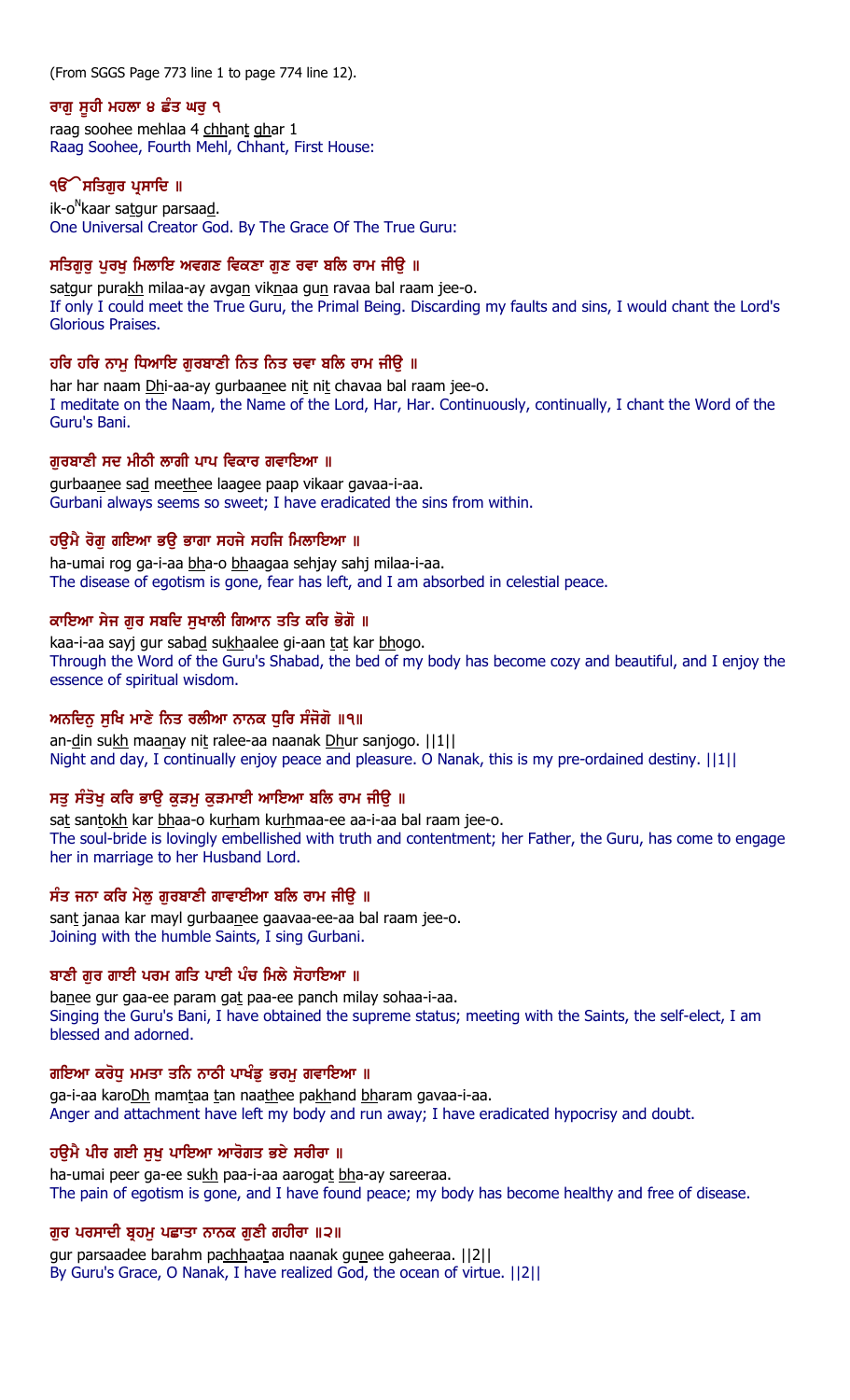(From SGGS Page 773 line 1 to page 774 line 12).

**ਰਾਗੁ ਸੂਹੀ ਮਹਲਾ ੪ ਛੰਤ ਘਰੁ ੧**

raag soohee mehlaa 4 chhant ghar 1

Raag Soohee, Fourth Mehl, Chhant, First House:

**ੴ ਸਤਿਗੁਰ ਪ੍ਰਸਾਦਿ ॥**

ik-oNkaar satgur parsaad.

One Universal Creator God. By The Grace Of The True Guru:

**ਸਤਿਗੁਰੁ ਪੁਰਖੁ ਮਿਲਾਇ ਅਵਗਣ ਵਿਕਣਾ ਗੁਣ ਰਵਾ ਬਲਿ ਰਾਮ ਜੀਉ ॥**

satgur purakh milaa-ay avgan viknaa gun ravaa bal raam jee-o.

If only I could meet the True Guru, the Primal Being. Discarding my faults and sins, I would chant the Lord's Glorious Praises.

**ਹਰਿ ਹਰਿ ਨਾਮੁ ਧਿਆਇ ਗੁਰਬਾਣੀ ਨਿਤ ਨਿਤ ਚਵਾ ਬਲਿ ਰਾਮ ਜੀਉ ॥**

har har naam Dhi-aa-ay gurbaanee nit nit chavaa bal raam jee-o.

I meditate on the Naam, the Name of the Lord, Har, Har. Continuously, continually, I chant the Word of the Guru's Bani.

**ਗੁਰਬਾਣੀ ਸਦ ਮੀਠੀ ਲਾਗੀ ਪਾਪ ਵਿਕਾਰ ਗਵਾਇਆ ॥**

gurbaanee sad meethee laagee paap vikaar gavaa-i-aa.

Gurbani always seems so sweet; I have eradicated the sins from within.

**ਹਉਮੈ ਰੋਗੁ ਗਇਆ ਭਉ ਭਾਗਾ ਸਹਜੇ ਸਹਜਿ ਮਿਲਾਇਆ ॥**

ha-umai rog ga-i-aa bha-o bhaagaa sehjay sahj milaa-i-aa.

The disease of egotism is gone, fear has left, and I am absorbed in celestial peace.

**ਕਾਇਆ ਸੇਜ ਗੁਰ ਸਬਦਿ ਸੁਖਾਲੀ ਗਿਆਨ ਤਤਿ ਕਰਿ ਭੋਗੋ ॥**

kaa-i-aa sayj gur sabad sukhaalee gi-aan tat kar bhogo.

Through the Word of the Guru's Shabad, the bed of my body has become cozy and beautiful, and I enjoy the essence of spiritual wisdom.

**ਅਨਦਿਨੁ ਸੁਖਿ ਮਾਣੇ ਨਿਤ ਰਲੀਆ ਨਾਨਕ ਧੁਰਿ ਸੰਜੋਗੋ ॥੧॥**

an-din sukh maanay nit ralee-aa naanak Dhur sanjogo. ||1||

Night and day, I continually enjoy peace and pleasure. O Nanak, this is my pre-ordained destiny. ||1||

**ਸਤੁ ਸੰਤੋਖੁ ਕਰਿ ਭਾਉ ਕੁੜਮੁ ਕੁੜਮਾਈ ਆਇਆ ਬਲਿ ਰਾਮ ਜੀਉ ॥**

sat santokh kar bhaa-o kurham kurhmaa-ee aa-i-aa bal raam jee-o.

The soul-bride is lovingly embellished with truth and contentment; her Father, the Guru, has come to engage her in marriage to her Husband Lord.

**ਸੰਤ ਜਨਾ ਕਰਿ ਮੇਲੁ ਗੁਰਬਾਣੀ ਗਾਵਾਈਆ ਬਲਿ ਰਾਮ ਜੀਉ ॥**

sant janaa kar mayl gurbaanee gaavaa-ee-aa bal raam jee-o.

Joining with the humble Saints, I sing Gurbani.

**ਬਾਣੀ ਗੁਰ ਗਾਈ ਪਰਮ ਗਤਿ ਪਾਈ ਪੰਚ ਮਿਲੇ ਸੋਹਾਇਆ ॥**

banee gur gaa-ee param gat paa-ee panch milay sohaa-i-aa.

Singing the Guru's Bani, I have obtained the supreme status; meeting with the Saints, the self-elect, I am blessed and adorned.

**ਗਇਆ ਕਰੋਧੁ ਮਮਤਾ ਤਨਿ ਨਾਠੀ ਪਾਖੰਡੁ ਭਰਮੁ ਗਵਾਇਆ ॥**

ga-i-aa karoDh mamtaa tan naathee pakhand bharam gavaa-i-aa.

Anger and attachment have left my body and run away; I have eradicated hypocrisy and doubt.

**ਹਉਮੈ ਪੀਰ ਗਈ ਸੁਖੁ ਪਾਇਆ ਆਰੋਗਤ ਭਏ ਸਰੀਰਾ ॥**

ha-umai peer ga-ee sukh paa-i-aa aarogat bha-ay sareeraa.

The pain of egotism is gone, and I have found peace; my body has become healthy and free of disease.

**ਗੁਰ ਪਰਸਾਦੀ ਬ੍ਰਹਮੁ ਪਛਾਤਾ ਨਾਨਕ ਗੁਣੀ ਗਹੀਰਾ ॥੨॥**

gur parsaadee barahm pachhaataa naanak gunee gaheeraa. ||2||

By Guru's Grace, O Nanak, I have realized God, the ocean of virtue. ||2||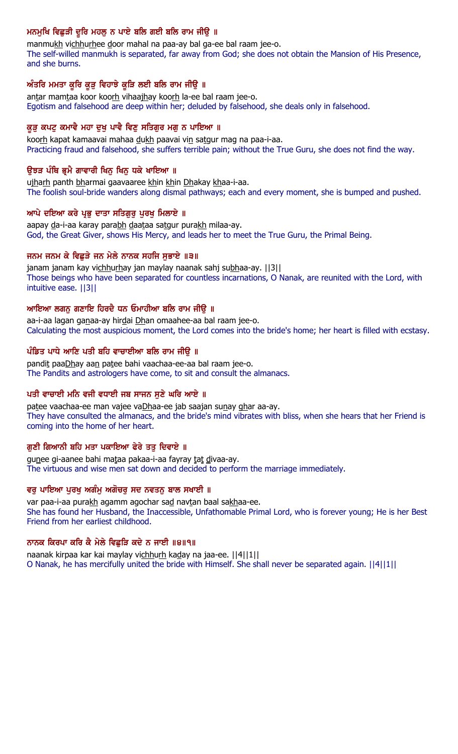ਮਨਮੁਖਿ ਵਿਛੁੜੀ ਦੂਰਿ ਮਹਲੁ ਨ ਪਾਏ ਬਲਿ ਗਈ ਬਲਿ ਰਾਮ ਜੀਉ ॥

manmukh vichhurhee door mahal na paa-ay bal ga-ee bal raam jee-o.

The self-willed manmukh is separated, far away from God; she does not obtain the Mansion of His Presence, and she burns.

ਅੰਤਰਿ ਮਮਤਾ ਕੂਰਿ ਕੂੜੁ ਵਿਹਾਝੇ ਕੂੜਿ ਲਈ ਬਲਿ ਰਾਮ ਜੀਉ ॥

antar mamtaa koor koorh vihaajhay koorh la-ee bal raam jee-o.

Egotism and falsehood are deep within her; deluded by falsehood, she deals only in falsehood.

ਕੂੜੁ ਕਪਟੁ ਕਮਾਵੈ ਮਹਾ ਦੁਖੁ ਪਾਵੈ ਵਿਣੁ ਸਤਿਗੁਰ ਮਗੁ ਨ ਪਾਇਆ ॥

koorh kapat kamaavai mahaa dukh paavai vin satgur mag na paa-i-aa.

Practicing fraud and falsehood, she suffers terrible pain; without the True Guru, she does not find the way.

ਉਝੜ ਪੰਥਿ ਭ੍ਰਮੈ ਗਾਵਾਰੀ ਖਿਨੁ ਖਿਨੁ ਧਕੇ ਖਾਇਆ ॥

ujharh panth bharmai gaavaaree khin khin Dhakay khaa-i-aa.

The foolish soul-bride wanders along dismal pathways; each and every moment, she is bumped and pushed.

ਆਪੇ ਦਇਆ ਕਰੇ ਪ੍ਰਭੁ ਦਾਤਾ ਸਤਿਗੁਰੁ ਪੁਰਖੁ ਮਿਲਾਏ ॥

aapay da-i-aa karay parabh daataa satgur purakh milaa-ay.

God, the Great Giver, shows His Mercy, and leads her to meet the True Guru, the Primal Being.

ਜਨਮ ਜਨਮ ਕੇ ਵਿਛੁੜੇ ਜਨ ਮੇਲੇ ਨਾਨਕ ਸਹਜਿ ਸੁਭਾਏ ॥੩॥

janam janam kay vichhurhay jan maylay naanak sahj subhaa-ay. ||3||

Those beings who have been separated for countless incarnations, O Nanak, are reunited with the Lord, with intuitive ease. ||3||

ਆਇਆ ਲਗਨੁ ਗਣਾਇ ਹਿਰਦੈ ਧਨ ਓਮਾਹੀਆ ਬਲਿ ਰਾਮ ਜੀਉ ॥

aa-i-aa lagan ganaa-ay hirdai Dhan omaahee-aa bal raam jee-o.

Calculating the most auspicious moment, the Lord comes into the bride's home; her heart is filled with ecstasy.

ਪੰਡਿਤ ਪਾਧੇ ਆਣਿ ਪਤੀ ਬਹਿ ਵਾਚਾਈਆ ਬਲਿ ਰਾਮ ਜੀਉ ॥

pandit paaDhay aan patee bahi vaachaa-ee-aa bal raam jee-o.

The Pandits and astrologers have come, to sit and consult the almanacs.

ਪਤੀ ਵਾਚਾਈ ਮਨਿ ਵਜੀ ਵਧਾਈ ਜਬ ਸਾਜਨ ਸੁਣੇ ਘਰਿ ਆਏ ॥

patee vaachaa-ee man vajee vaDhaa-ee jab saajan sunay ghar aa-ay.

They have consulted the almanacs, and the bride's mind vibrates with bliss, when she hears that her Friend is coming into the home of her heart.

ਗੁਣੀ ਗਿਆਨੀ ਬਹਿ ਮਤਾ ਪਕਾਇਆ ਫੇਰੇ ਤਤੁ ਦਿਵਾਏ ॥

gunee gi-aanee bahi mataa pakaa-i-aa fayray tat divaa-ay.

The virtuous and wise men sat down and decided to perform the marriage immediately.

ਵਰੁ ਪਾਇਆ ਪੁਰਖੁ ਅਗੰਮੁ ਅਗੋਚਰੁ ਸਦ ਨਵਤਨੁ ਬਾਲ ਸਖਾਈ ॥

var paa-i-aa purakh agamm agochar sad navtan baal sakhaa-ee.

She has found her Husband, the Inaccessible, Unfathomable Primal Lord, who is forever young; He is her Best Friend from her earliest childhood.

ਨਾਨਕ ਕਿਰਪਾ ਕਰਿ ਕੈ ਮੇਲੇ ਵਿਛੁੜਿ ਕਦੇ ਨ ਜਾਈ ॥੪॥੧॥

naanak kirpaa kar kai maylay vichhurh kaday na jaa-ee. ||4||1||

O Nanak, he has mercifully united the bride with Himself. She shall never be separated again. ||4||1||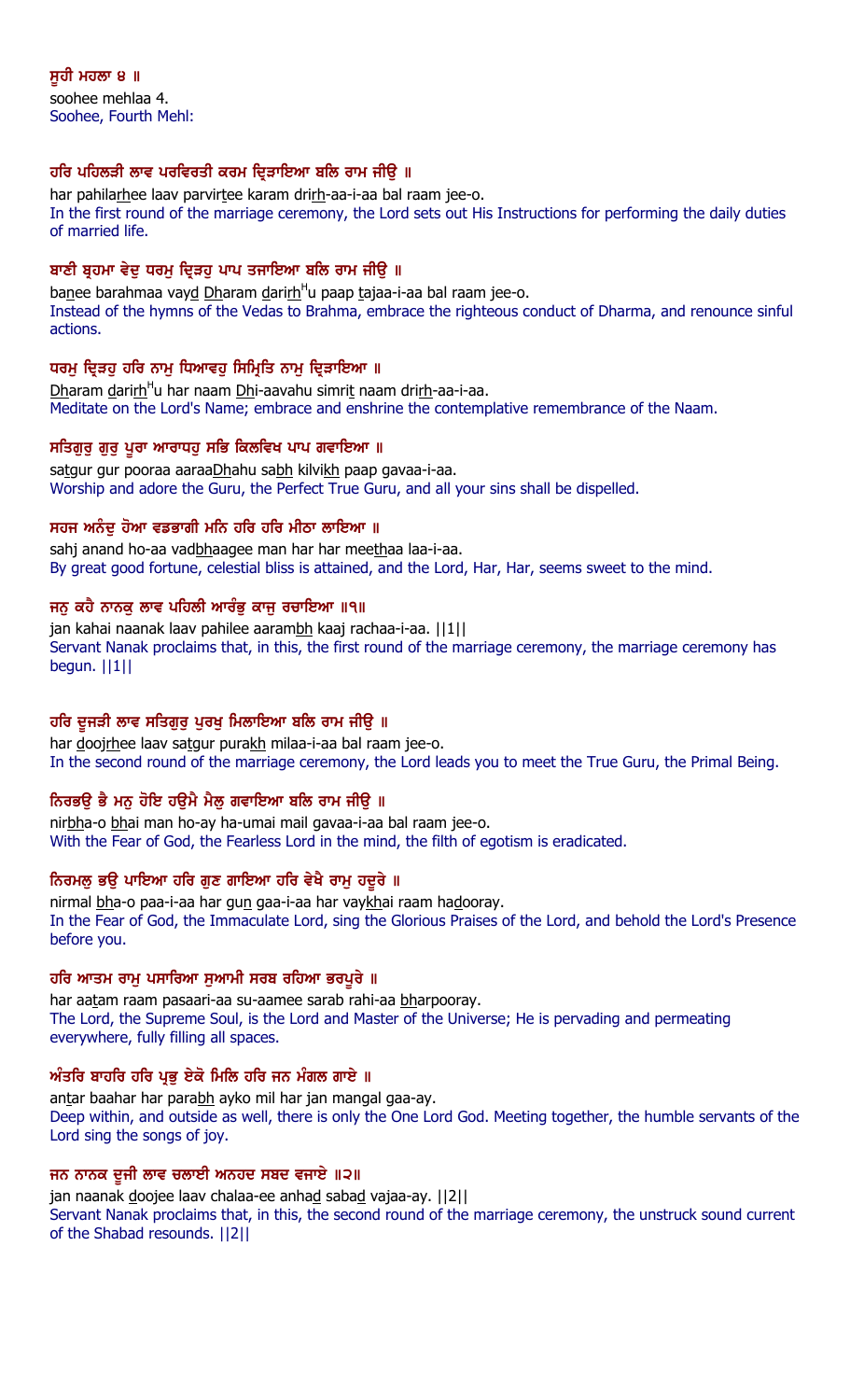**ਸੂਹੀ ਮਹਲਾ ੪ ॥**

soohee mehlaa 4.

Soohee, Fourth Mehl:

**ਹਰਿ ਪਹਿਲੜੀ ਲਾਵ ਪਰਵਿਰਤੀ ਕਰਮ ਦ੍ਰਿੜਾਇਆ ਬਲਿ ਰਾਮ ਜੀਉ ॥**

har pahilarhee laav parvirtee karam drirh-aa-i-aa bal raam jee-o.

In the first round of the marriage ceremony, the Lord sets out His Instructions for performing the daily duties of married life.

**ਬਾਣੀ ਬ੍ਰਹਮਾ ਵੇਦੁ ਧਰਮੁ ਦ੍ਰਿੜਹੁ ਪਾਪ ਤਜਾਇਆ ਬਲਿ ਰਾਮ ਜੀਉ ॥**

banee barahmaa vayd Dharam darirhHu paap tajaa-i-aa bal raam jee-o.

Instead of the hymns of the Vedas to Brahma, embrace the righteous conduct of Dharma, and renounce sinful actions.

**ਧਰਮੁ ਦ੍ਰਿੜਹੁ ਹਰਿ ਨਾਮੁ ਧਿਆਵਹੁ ਸਿਮ੍ਰਿਤਿ ਨਾਮੁ ਦ੍ਰਿੜਾਇਆ ॥**

Dharam darirhHu har naam Dhi-aavahu simrit naam drirh-aa-i-aa.

Meditate on the Lord's Name; embrace and enshrine the contemplative remembrance of the Naam.

**ਸਤਿਗੁਰੁ ਗੁਰੁ ਪੂਰਾ ਆਰਾਧਹੁ ਸਭਿ ਕਿਲਵਿਖ ਪਾਪ ਗਵਾਇਆ ॥**

satgur gur pooraa aaraaDhahu sabh kilvikh paap gavaa-i-aa.

Worship and adore the Guru, the Perfect True Guru, and all your sins shall be dispelled.

**ਸਹਜ ਅਨੰਦੁ ਹੋਆ ਵਡਭਾਗੀ ਮਨਿ ਹਰਿ ਹਰਿ ਮੀਠਾ ਲਾਇਆ ॥**

sahj anand ho-aa vadbhaagee man har har meethaa laa-i-aa.

By great good fortune, celestial bliss is attained, and the Lord, Har, Har, seems sweet to the mind.

**ਜਨੁ ਕਹੈ ਨਾਨਕੁ ਲਾਵ ਪਹਿਲੀ ਆਰੰਭੁ ਕਾਜੁ ਰਚਾਇਆ ॥੧॥**

jan kahai naanak laav pahilee aarambh kaaj rachaa-i-aa. ||1||

Servant Nanak proclaims that, in this, the first round of the marriage ceremony, the marriage ceremony has begun. ||1||

**ਹਰਿ ਦੂਜੜੀ ਲਾਵ ਸਤਿਗੁਰੁ ਪੁਰਖੁ ਮਿਲਾਇਆ ਬਲਿ ਰਾਮ ਜੀਉ ॥**

har doojrhee laav satgur purakh milaa-i-aa bal raam jee-o.

In the second round of the marriage ceremony, the Lord leads you to meet the True Guru, the Primal Being.

**ਨਿਰਭਉ ਭੈ ਮਨੁ ਹੋਇ ਹਉਮੈ ਮੈਲੁ ਗਵਾਇਆ ਬਲਿ ਰਾਮ ਜੀਉ ॥**

nirbha-o bhai man ho-ay ha-umai mail gavaa-i-aa bal raam jee-o.

With the Fear of God, the Fearless Lord in the mind, the filth of egotism is eradicated.

**ਨਿਰਮਲੁ ਭਉ ਪਾਇਆ ਹਰਿ ਗੁਣ ਗਾਇਆ ਹਰਿ ਵੇਖੈ ਰਾਮੁ ਹਦੂਰੇ ॥**

nirmal bha-o paa-i-aa har gun gaa-i-aa har vaykhai raam hadooray.

In the Fear of God, the Immaculate Lord, sing the Glorious Praises of the Lord, and behold the Lord's Presence before you.

**ਹਰਿ ਆਤਮ ਰਾਮੁ ਪਸਾਰਿਆ ਸੁਆਮੀ ਸਰਬ ਰਹਿਆ ਭਰਪੂਰੇ ॥**

har aatam raam pasaari-aa su-aamee sarab rahi-aa bharpooray.

The Lord, the Supreme Soul, is the Lord and Master of the Universe; He is pervading and permeating everywhere, fully filling all spaces.

**ਅੰਤਰਿ ਬਾਹਰਿ ਹਰਿ ਪ੍ਰਭੁ ਏਕੋ ਮਿਲਿ ਹਰਿ ਜਨ ਮੰਗਲ ਗਾਏ ॥**

antar baahar har parabh ayko mil har jan mangal gaa-ay.

Deep within, and outside as well, there is only the One Lord God. Meeting together, the humble servants of the Lord sing the songs of joy.

**ਜਨ ਨਾਨਕ ਦੂਜੀ ਲਾਵ ਚਲਾਈ ਅਨਹਦ ਸਬਦ ਵਜਾਏ ॥੨॥**

jan naanak doojee laav chalaa-ee anhad sabad vajaa-ay. ||2||

Servant Nanak proclaims that, in this, the second round of the marriage ceremony, the unstruck sound current of the Shabad resounds. ||2||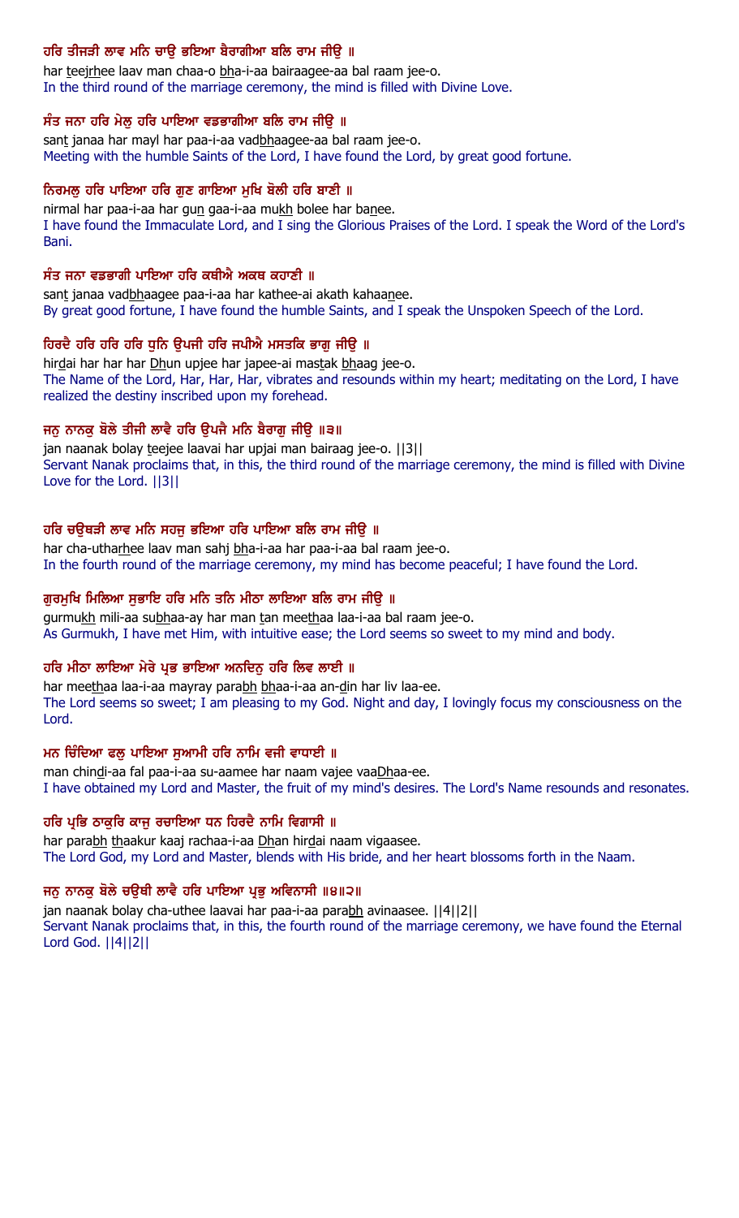**ਹਰਿ ਤੀਜੜੀ ਲਾਵ ਮਨਿ ਚਾਉ ਭਇਆ ਬੈਰਾਗੀਆ ਬਲਿ ਰਾਮ ਜੀਉ ॥**

har teejrhee laav man chaa-o bha-i-aa bairaagee-aa bal raam jee-o.

In the third round of the marriage ceremony, the mind is filled with Divine Love.

**ਸੰਤ ਜਨਾ ਹਰਿ ਮੇਲੁ ਹਰਿ ਪਾਇਆ ਵਡਭਾਗੀਆ ਬਲਿ ਰਾਮ ਜੀਉ ॥**

sant janaa har mayl har paa-i-aa vadbhaagee-aa bal raam jee-o.

Meeting with the humble Saints of the Lord, I have found the Lord, by great good fortune.

**ਨਿਰਮਲੁ ਹਰਿ ਪਾਇਆ ਹਰਿ ਗੁਣ ਗਾਇਆ ਮੁਖਿ ਬੋਲੀ ਹਰਿ ਬਾਣੀ ॥**

nirmal har paa-i-aa har gun gaa-i-aa mukh bolee har banee.

I have found the Immaculate Lord, and I sing the Glorious Praises of the Lord. I speak the Word of the Lord's Bani.

**ਸੰਤ ਜਨਾ ਵਡਭਾਗੀ ਪਾਇਆ ਹਰਿ ਕਥੀਐ ਅਕਥ ਕਹਾਣੀ ॥**

sant janaa vadbhaagee paa-i-aa har kathee-ai akath kahaanee.

By great good fortune, I have found the humble Saints, and I speak the Unspoken Speech of the Lord.

**ਹਿਰਦੈ ਹਰਿ ਹਰਿ ਹਰਿ ਧੁਨਿ ਉਪਜੀ ਹਰਿ ਜਪੀਐ ਮਸਤਕਿ ਭਾਗੁ ਜੀਉ ॥**

hirdai har har har Dhun upjee har japee-ai mastak bhaag jee-o.

The Name of the Lord, Har, Har, Har, vibrates and resounds within my heart; meditating on the Lord, I have realized the destiny inscribed upon my forehead.

**ਜਨੁ ਨਾਨਕੁ ਬੋਲੇ ਤੀਜੀ ਲਾਵੈ ਹਰਿ ਉਪਜੈ ਮਨਿ ਬੈਰਾਗੁ ਜੀਉ ॥੩॥**

jan naanak bolay teejee laavai har upjai man bairaag jee-o. ||3||

Servant Nanak proclaims that, in this, the third round of the marriage ceremony, the mind is filled with Divine Love for the Lord. ||3||

**ਹਰਿ ਚਉਥੜੀ ਲਾਵ ਮਨਿ ਸਹਜੁ ਭਇਆ ਹਰਿ ਪਾਇਆ ਬਲਿ ਰਾਮ ਜੀਉ ॥**

har cha-utharhee laav man sahj bha-i-aa har paa-i-aa bal raam jee-o.

In the fourth round of the marriage ceremony, my mind has become peaceful; I have found the Lord.

**ਗੁਰਮੁਖਿ ਮਿਲਿਆ ਸੁਭਾਇ ਹਰਿ ਮਨਿ ਤਨਿ ਮੀਠਾ ਲਾਇਆ ਬਲਿ ਰਾਮ ਜੀਉ ॥**

gurmukh mili-aa subhaa-ay har man tan meethaa laa-i-aa bal raam jee-o.

As Gurmukh, I have met Him, with intuitive ease; the Lord seems so sweet to my mind and body.

**ਹਰਿ ਮੀਠਾ ਲਾਇਆ ਮੇਰੇ ਪ੍ਰਭ ਭਾਇਆ ਅਨਦਿਨੁ ਹਰਿ ਲਿਵ ਲਾਈ ॥**

har meethaa laa-i-aa mayray parabh bhaa-i-aa an-din har liv laa-ee.

The Lord seems so sweet; I am pleasing to my God. Night and day, I lovingly focus my consciousness on the Lord.

**ਮਨ ਚਿੰਦਿਆ ਫਲੁ ਪਾਇਆ ਸੁਆਮੀ ਹਰਿ ਨਾਮਿ ਵਜੀ ਵਾਧਾਈ ॥**

man chindi-aa fal paa-i-aa su-aamee har naam vajee vaaDhaa-ee.

I have obtained my Lord and Master, the fruit of my mind's desires. The Lord's Name resounds and resonates.

**ਹਰਿ ਪ੍ਰਭਿ ਠਾਕੁਰਿ ਕਾਜੁ ਰਚਾਇਆ ਧਨ ਹਿਰਦੈ ਨਾਮਿ ਵਿਗਾਸੀ ॥**

har parabh thaakur kaaj rachaa-i-aa Dhan hirdai naam vigaasee.

The Lord God, my Lord and Master, blends with His bride, and her heart blossoms forth in the Naam.

**ਜਨੁ ਨਾਨਕੁ ਬੋਲੇ ਚਉਥੀ ਲਾਵੈ ਹਰਿ ਪਾਇਆ ਪ੍ਰਭੁ ਅਵਿਨਾਸੀ ॥੪॥੨॥**

jan naanak bolay cha-uthee laavai har paa-i-aa parabh avinaasee. ||4||2||

Servant Nanak proclaims that, in this, the fourth round of the marriage ceremony, we have found the Eternal Lord God. ||4||2||